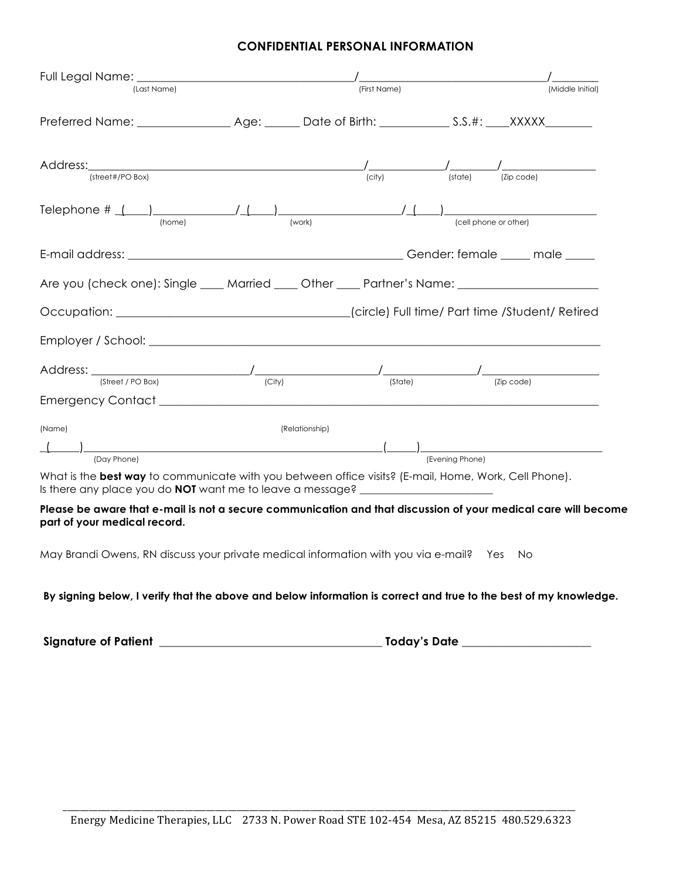## CONFIDENTIAL PERSONAL INFORMATION

Full Legal Name: ____________________________________/_______________________________/________
(Last Name) (First Name) (Middle Initial)

Preferred Name: _______________ Age: ______ Date of Birth: ___________ S.S.#: ____XXXXX________

Address:_______________________________________________/____________/________/________________
(street#/PO Box) (city) (state) (Zip code)

Telephone # _(____)_____________/_(____)____________________/_(____)________________________
(home) (work) (cell phone or other)

E-mail address: ______________________________________________ Gender: female _____ male _____

Are you (check one): Single ____ Married ____ Other ____ Partner's Name: ______________________

Occupation: ______________________________________(circle) Full time/ Part time /Student/ Retired

Employer / School: ___________________________________________________________________________

Address: _________________________/___________________/_______________/___________________
(Street / PO Box) (City) (State) (Zip code)

Emergency Contact ____________________________________________________________________________

(Name) (Relationship)

_(_____)_______________________________________________(_____)______________________________
(Day Phone) (Evening Phone)

What is the **best way** to communicate with you between office visits? (E-mail, Home, Work, Cell Phone).
Is there any place you do **NOT** want me to leave a message? _______________________

**Please be aware that e-mail is not a secure communication and that discussion of your medical care will become part of your medical record.**

May Brandi Owens, RN discuss your private medical information with you via e-mail? Yes No

**By signing below, I verify that the above and below information is correct and true to the best of my knowledge.**

**Signature of Patient** ______________________________________ **Today's Date** _____________________

Energy Medicine Therapies, LLC 2733 N. Power Road STE 102-454 Mesa, AZ 85215 480.529.6323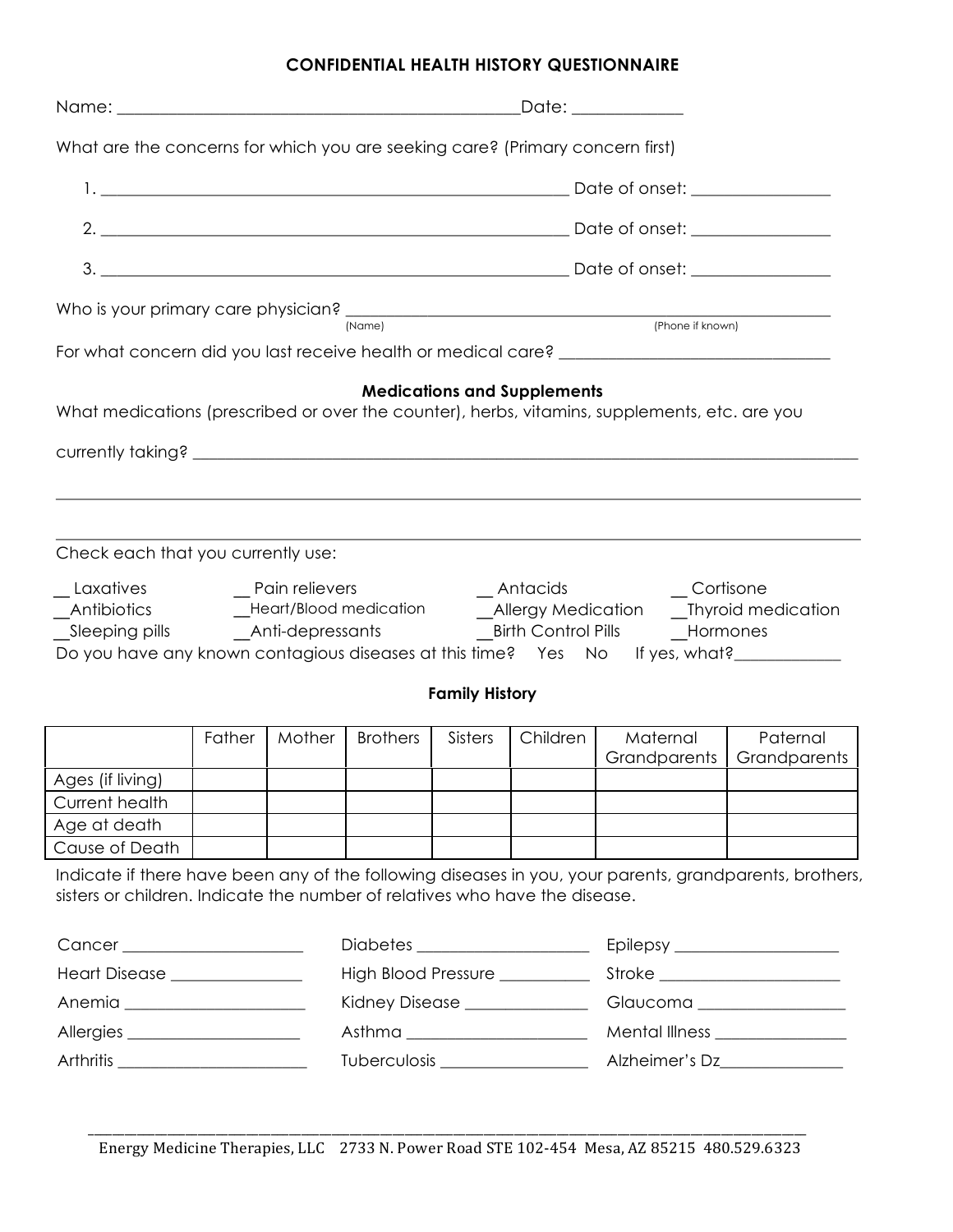## CONFIDENTIAL HEALTH HISTORY QUESTIONNAIRE

Name: ______________________________________________Date: ____________

What are the concerns for which you are seeking care? (Primary concern first)

1. ______________________________________________________ Date of onset: ________________

2. ______________________________________________________ Date of onset: ________________

3. ______________________________________________________ Date of onset: ________________

Who is your primary care physician? ______________________________________________________
(Name) (Phone if known)

For what concern did you last receive health or medical care? ________________________________

### Medications and Supplements

What medications (prescribed or over the counter), herbs, vitamins, supplements, etc. are you currently taking? ______________________________________________________________________________

______________________________________________________________________________

______________________________________________________________________________

Check each that you currently use:

__ Laxatives __ Pain relievers __ Antacids __ Cortisone
__Antibiotics __Heart/Blood medication __Allergy Medication __Thyroid medication
__Sleeping pills __Anti-depressants __Birth Control Pills __Hormones

Do you have any known contagious diseases at this time? Yes No If yes, what?____________

### Family History

| | Father | Mother | Brothers | Sisters | Children | Maternal Grandparents | Paternal Grandparents |
|---|---|---|---|---|---|---|---|
| Ages (if living) | | | | | | | |
| Current health | | | | | | | |
| Age at death | | | | | | | |
| Cause of Death | | | | | | | |

Indicate if there have been any of the following diseases in you, your parents, grandparents, brothers, sisters or children. Indicate the number of relatives who have the disease.

Cancer _____________________ Diabetes ____________________ Epilepsy ___________________

Heart Disease _______________ High Blood Pressure __________ Stroke _____________________

Anemia _____________________ Kidney Disease ______________ Glaucoma _________________

Allergies ____________________ Asthma _____________________ Mental Illness _______________

Arthritis _____________________ Tuberculosis _________________ Alzheimer's Dz______________

Energy Medicine Therapies, LLC 2733 N. Power Road STE 102-454 Mesa, AZ 85215 480.529.6323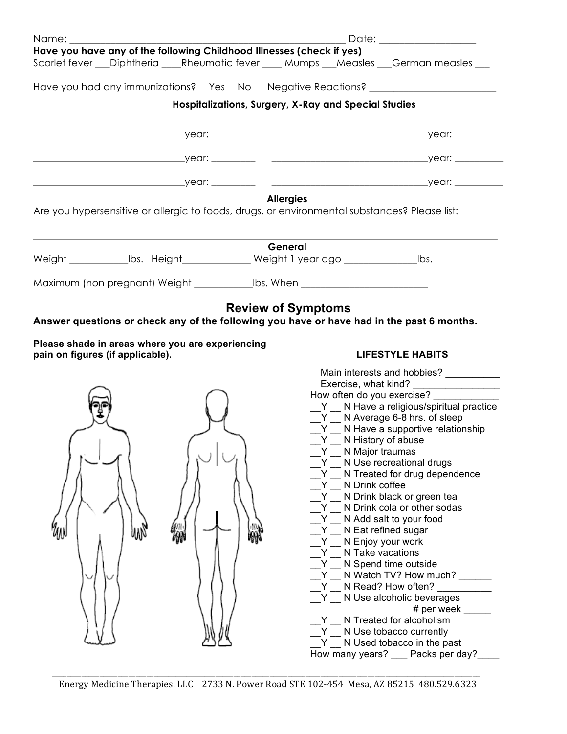Name: ________________________________________________________ Date: ___________________

**Have you have any of the following Childhood Illnesses (check if yes)**

Scarlet fever ___Diphtheria ____Rheumatic fever ____ Mumps ___Measles ___German measles ___

Have you had any immunizations? Yes No Negative Reactions? _________________________

**Hospitalizations, Surgery, X-Ray and Special Studies**

______________________________year: _________ ________________________________year: __________

______________________________year: _________ ________________________________year: __________

______________________________year: _________ ________________________________year: __________

**Allergies**

Are you hypersensitive or allergic to foods, drugs, or environmental substances? Please list:

_____________________________________________________________________________________________

**General**

Weight ____________lbs. Height______________ Weight 1 year ago _______________lbs.

Maximum (non pregnant) Weight ____________lbs. When _________________________

## Review of Symptoms

**Answer questions or check any of the following you have or have had in the past 6 months.**

**Please shade in areas where you are experiencing pain on figures (if applicable).**

**LIFESTYLE HABITS**

Main interests and hobbies? __________
Exercise, what kind? ________________
How often do you exercise? ____________

__Y __ N Have a religious/spiritual practice
__Y __ N Average 6-8 hrs. of sleep
__Y __ N Have a supportive relationship
__Y __ N History of abuse
__Y __ N Major traumas
__Y __ N Use recreational drugs
__Y __ N Treated for drug dependence
__Y __ N Drink coffee
__Y __ N Drink black or green tea
__Y __ N Drink cola or other sodas
__Y __ N Add salt to your food
__Y __ N Eat refined sugar
__Y __ N Enjoy your work
__Y __ N Take vacations
__Y __ N Spend time outside
__Y __ N Watch TV? How much? ______
__Y __ N Read? How often? __________
__Y __ N Use alcoholic beverages
# per week _____
__Y __ N Treated for alcoholism
__Y __ N Use tobacco currently
__Y __ N Used tobacco in the past
How many years? ___ Packs per day?____

Energy Medicine Therapies, LLC 2733 N. Power Road STE 102-454 Mesa, AZ 85215 480.529.6323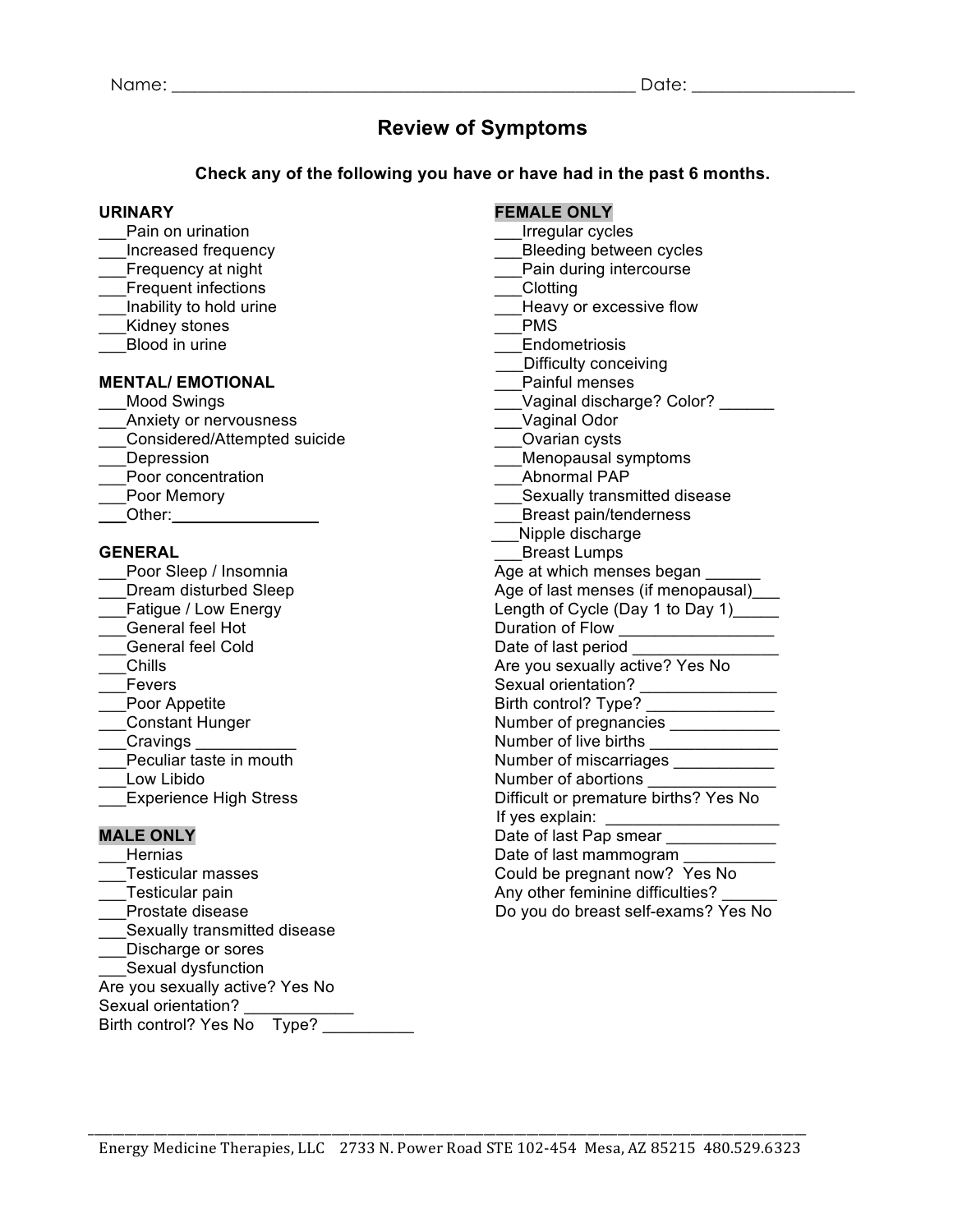Name: ______________________________________________ Date: _______________

# Review of Symptoms

**Check any of the following you have or have had in the past 6 months.**

**URINARY**
___Pain on urination
___Increased frequency
___Frequency at night
___Frequent infections
___Inability to hold urine
___Kidney stones
___Blood in urine

**MENTAL/ EMOTIONAL**
___Mood Swings
___Anxiety or nervousness
___Considered/Attempted suicide
___Depression
___Poor concentration
___Poor Memory
___Other:_______________

**GENERAL**
___Poor Sleep / Insomnia
___Dream disturbed Sleep
___Fatigue / Low Energy
___General feel Hot
___General feel Cold
___Chills
___Fevers
___Poor Appetite
___Constant Hunger
___Cravings ___________
___Peculiar taste in mouth
___Low Libido
___Experience High Stress

**MALE ONLY**
___Hernias
___Testicular masses
___Testicular pain
___Prostate disease
___Sexually transmitted disease
___Discharge or sores
___Sexual dysfunction
Are you sexually active? Yes No
Sexual orientation? ____________
Birth control? Yes No Type? __________

**FEMALE ONLY**
___Irregular cycles
___Bleeding between cycles
___Pain during intercourse
___Clotting
___Heavy or excessive flow
___PMS
___Endometriosis
___Difficulty conceiving
___Painful menses
___Vaginal discharge? Color? ______
___Vaginal Odor
___Ovarian cysts
___Menopausal symptoms
___Abnormal PAP
___Sexually transmitted disease
___Breast pain/tenderness
___Nipple discharge
___Breast Lumps
Age at which menses began ______
Age of last menses (if menopausal)___
Length of Cycle (Day 1 to Day 1)_____
Duration of Flow ________________
Date of last period ________________
Are you sexually active? Yes No
Sexual orientation? _______________
Birth control? Type? ______________
Number of pregnancies ____________
Number of live births ______________
Number of miscarriages ___________
Number of abortions ______________
Difficult or premature births? Yes No
If yes explain: ___________________
Date of last Pap smear ____________
Date of last mammogram __________
Could be pregnant now? Yes No
Any other feminine difficulties? ______
Do you do breast self-exams? Yes No

Energy Medicine Therapies, LLC 2733 N. Power Road STE 102-454 Mesa, AZ 85215 480.529.6323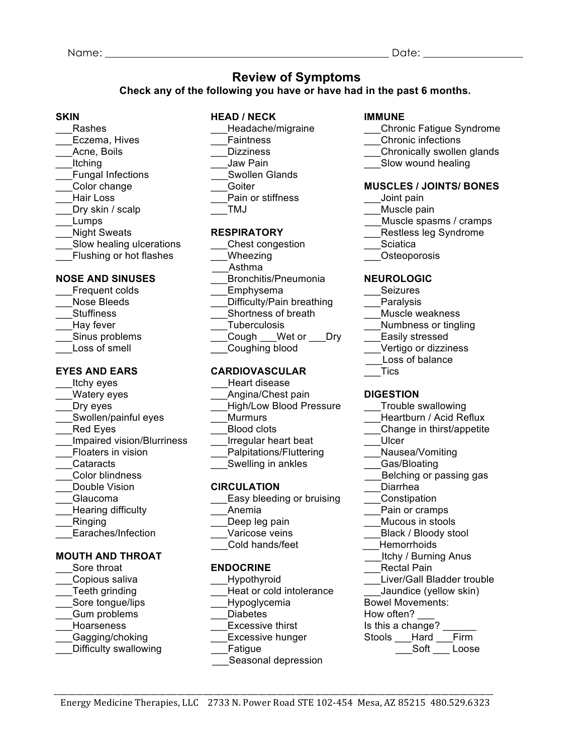Name: ______________________________________________ Date: ________________

## Review of Symptoms

**Check any of the following you have or have had in the past 6 months.**

**SKIN**

___Rashes
___Eczema, Hives
___Acne, Boils
___Itching
___Fungal Infections
___Color change
___Hair Loss
___Dry skin / scalp
___Lumps
___Night Sweats
___Slow healing ulcerations
___Flushing or hot flashes

**NOSE AND SINUSES**

___Frequent colds
___Nose Bleeds
___Stuffiness
___Hay fever
___Sinus problems
___Loss of smell

**EYES AND EARS**

___Itchy eyes
___Watery eyes
___Dry eyes
___Swollen/painful eyes
___Red Eyes
___Impaired vision/Blurriness
___Floaters in vision
___Cataracts
___Color blindness
___Double Vision
___Glaucoma
___Hearing difficulty
___Ringing
___Earaches/Infection

**MOUTH AND THROAT**

___Sore throat
___Copious saliva
___Teeth grinding
___Sore tongue/lips
___Gum problems
___Hoarseness
___Gagging/choking
___Difficulty swallowing

**HEAD / NECK**

___Headache/migraine
___Faintness
___Dizziness
___Jaw Pain
___Swollen Glands
___Goiter
___Pain or stiffness
___TMJ

**RESPIRATORY**

___Chest congestion
___Wheezing
___Asthma
___Bronchitis/Pneumonia
___Emphysema
___Difficulty/Pain breathing
___Shortness of breath
___Tuberculosis
___Cough ___Wet or ___Dry
___Coughing blood

**CARDIOVASCULAR**

___Heart disease
___Angina/Chest pain
___High/Low Blood Pressure
___Murmurs
___Blood clots
___Irregular heart beat
___Palpitations/Fluttering
___Swelling in ankles

**CIRCULATION**

___Easy bleeding or bruising
___Anemia
___Deep leg pain
___Varicose veins
___Cold hands/feet

**ENDOCRINE**

___Hypothyroid
___Heat or cold intolerance
___Hypoglycemia
___Diabetes
___Excessive thirst
___Excessive hunger
___Fatigue
___Seasonal depression

**IMMUNE**

___Chronic Fatigue Syndrome
___Chronic infections
___Chronically swollen glands
___Slow wound healing

**MUSCLES / JOINTS/ BONES**

___Joint pain
___Muscle pain
___Muscle spasms / cramps
___Restless leg Syndrome
___Sciatica
___Osteoporosis

**NEUROLOGIC**

___Seizures
___Paralysis
___Muscle weakness
___Numbness or tingling
___Easily stressed
___Vertigo or dizziness
___Loss of balance
___Tics

**DIGESTION**

___Trouble swallowing
___Heartburn / Acid Reflux
___Change in thirst/appetite
___Ulcer
___Nausea/Vomiting
___Gas/Bloating
___Belching or passing gas
___Diarrhea
___Constipation
___Pain or cramps
___Mucous in stools
___Black / Bloody stool
___Hemorrhoids
___Itchy / Burning Anus
___Rectal Pain
___Liver/Gall Bladder trouble
___Jaundice (yellow skin)

Bowel Movements:
How often? ___
Is this a change? ______
Stools ___Hard ___Firm
___Soft ___ Loose

Energy Medicine Therapies, LLC 2733 N. Power Road STE 102-454 Mesa, AZ 85215 480.529.6323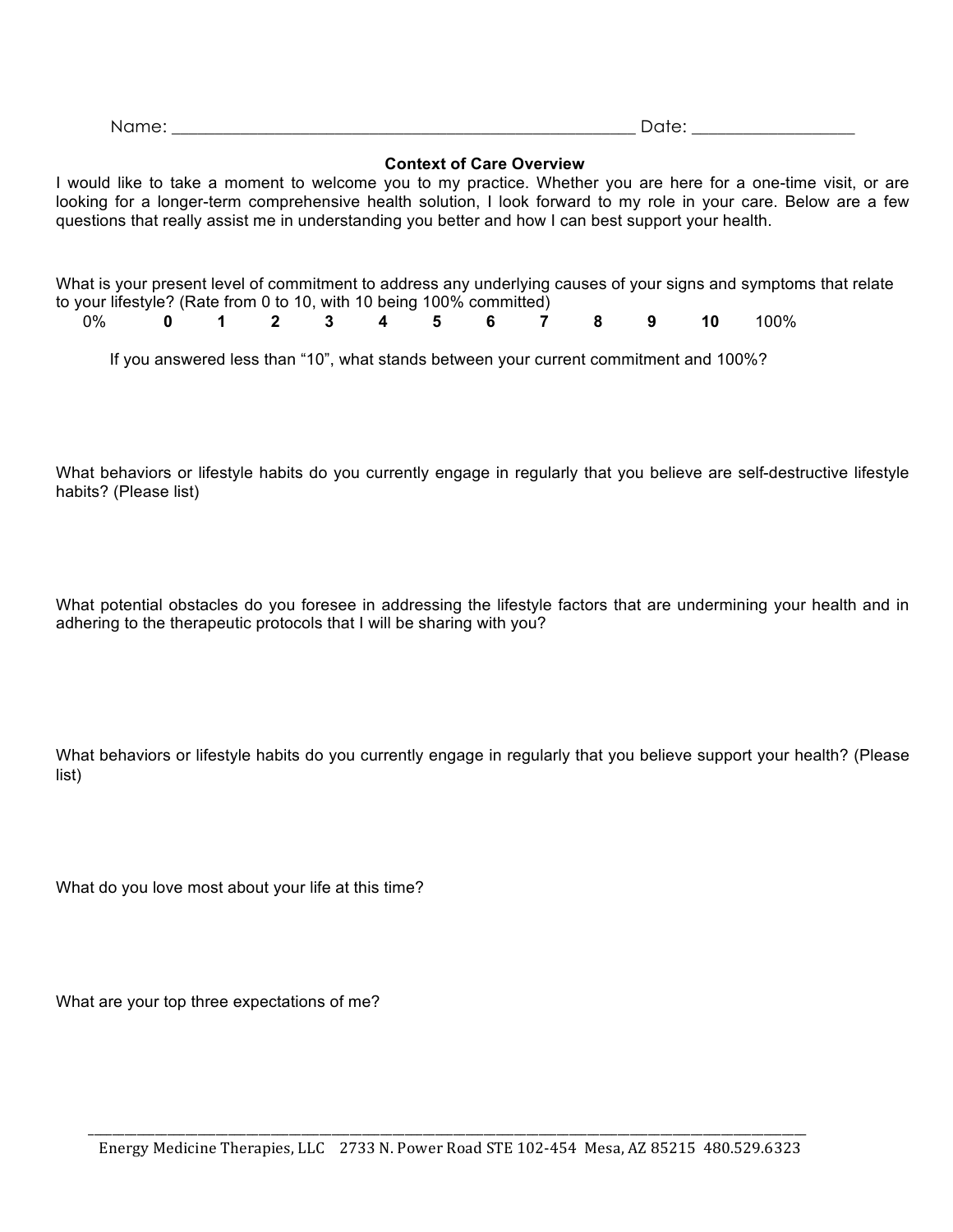Name: ___________________________________________________ Date: _________________

## Context of Care Overview

I would like to take a moment to welcome you to my practice. Whether you are here for a one-time visit, or are looking for a longer-term comprehensive health solution, I look forward to my role in your care. Below are a few questions that really assist me in understanding you better and how I can best support your health.

What is your present level of commitment to address any underlying causes of your signs and symptoms that relate to your lifestyle? (Rate from 0 to 10, with 10 being 100% committed)

0% **0 1 2 3 4 5 6 7 8 9 10** 100%

If you answered less than "10", what stands between your current commitment and 100%?

What behaviors or lifestyle habits do you currently engage in regularly that you believe are self-destructive lifestyle habits? (Please list)

What potential obstacles do you foresee in addressing the lifestyle factors that are undermining your health and in adhering to the therapeutic protocols that I will be sharing with you?

What behaviors or lifestyle habits do you currently engage in regularly that you believe support your health? (Please list)

What do you love most about your life at this time?

What are your top three expectations of me?

Energy Medicine Therapies, LLC 2733 N. Power Road STE 102-454 Mesa, AZ 85215 480.529.6323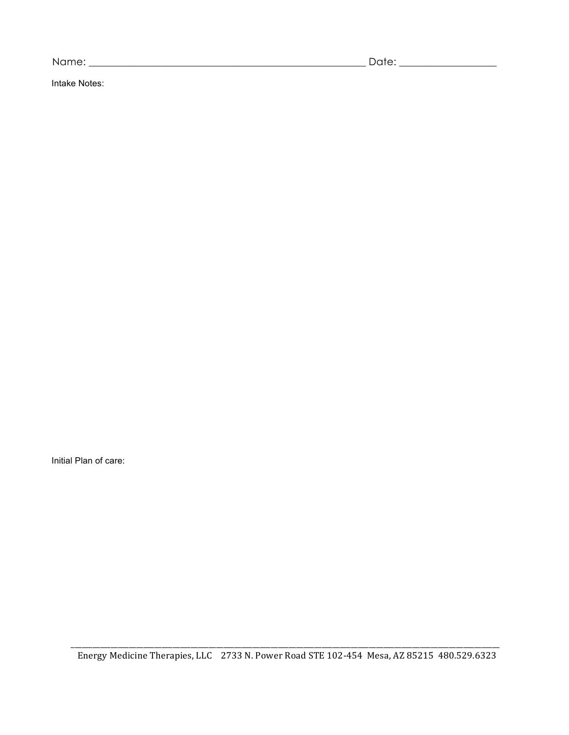Name: ______________________________________________________ Date: ___________________

Intake Notes:

Initial Plan of care: